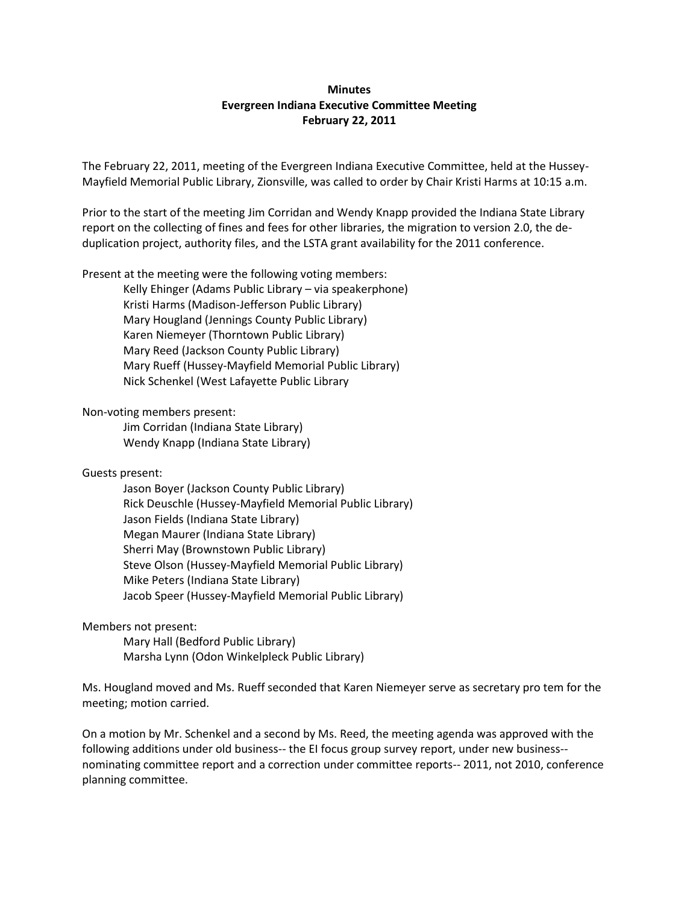**Minutes**
**Evergreen Indiana Executive Committee Meeting**
**February 22, 2011**

The February 22, 2011, meeting of the Evergreen Indiana Executive Committee, held at the Hussey-Mayfield Memorial Public Library, Zionsville, was called to order by Chair Kristi Harms at 10:15 a.m.

Prior to the start of the meeting Jim Corridan and Wendy Knapp provided the Indiana State Library report on the collecting of fines and fees for other libraries, the migration to version 2.0, the de-duplication project, authority files, and the LSTA grant availability for the 2011 conference.

Present at the meeting were the following voting members:

Kelly Ehinger (Adams Public Library – via speakerphone)
Kristi Harms (Madison-Jefferson Public Library)
Mary Hougland (Jennings County Public Library)
Karen Niemeyer (Thorntown Public Library)
Mary Reed (Jackson County Public Library)
Mary Rueff (Hussey-Mayfield Memorial Public Library)
Nick Schenkel (West Lafayette Public Library

Non-voting members present:

Jim Corridan (Indiana State Library)
Wendy Knapp (Indiana State Library)

Guests present:

Jason Boyer (Jackson County Public Library)
Rick Deuschle (Hussey-Mayfield Memorial Public Library)
Jason Fields (Indiana State Library)
Megan Maurer (Indiana State Library)
Sherri May (Brownstown Public Library)
Steve Olson (Hussey-Mayfield Memorial Public Library)
Mike Peters (Indiana State Library)
Jacob Speer (Hussey-Mayfield Memorial Public Library)

Members not present:

Mary Hall (Bedford Public Library)
Marsha Lynn (Odon Winkelpleck Public Library)

Ms. Hougland moved and Ms. Rueff seconded that Karen Niemeyer serve as secretary pro tem for the meeting; motion carried.

On a motion by Mr. Schenkel and a second by Ms. Reed, the meeting agenda was approved with the following additions under old business-- the EI focus group survey report, under new business-- nominating committee report and a correction under committee reports-- 2011, not 2010, conference planning committee.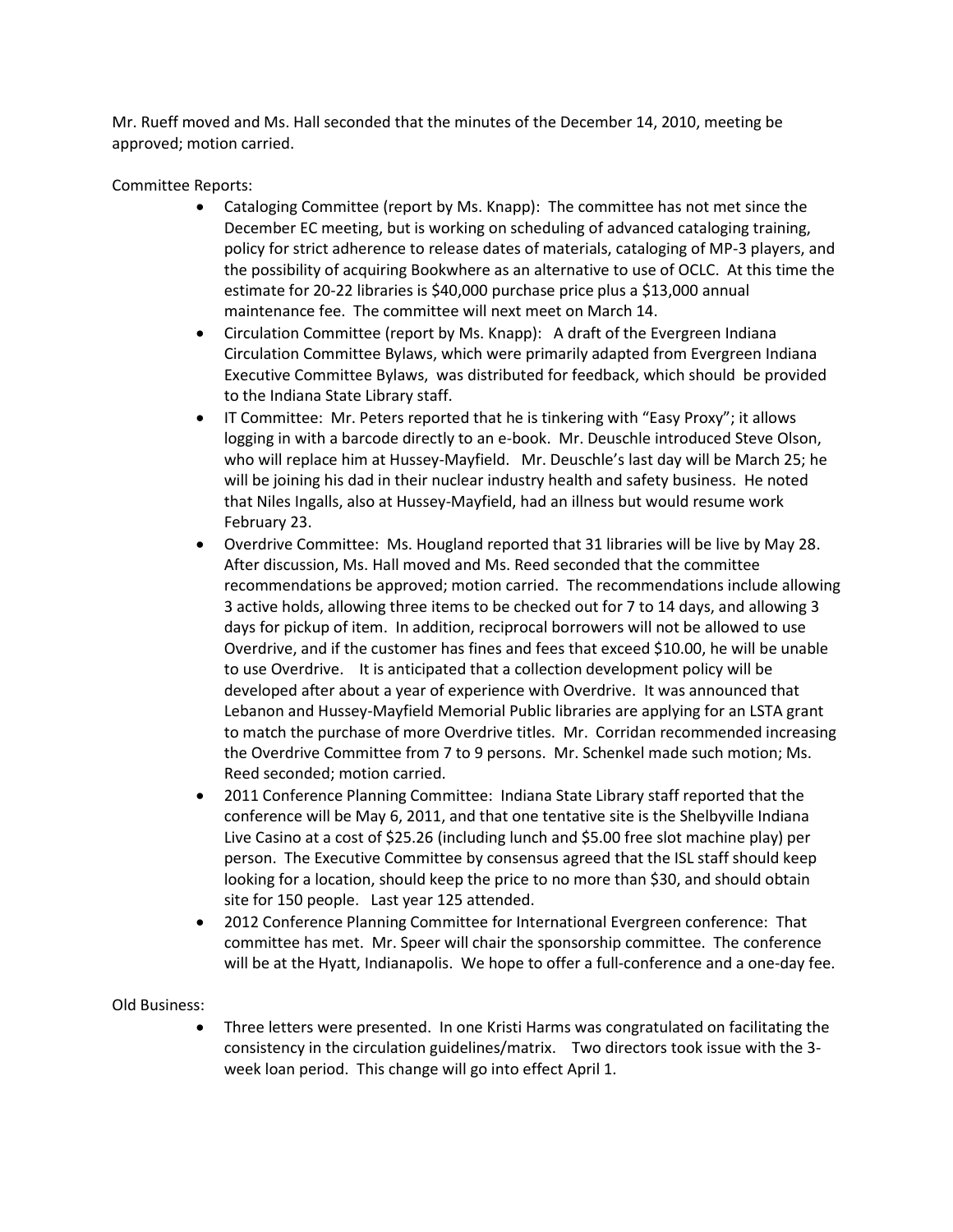Mr. Rueff moved and Ms. Hall seconded that the minutes of the December 14, 2010, meeting be approved; motion carried.

Committee Reports:

- Cataloging Committee (report by Ms. Knapp): The committee has not met since the December EC meeting, but is working on scheduling of advanced cataloging training, policy for strict adherence to release dates of materials, cataloging of MP-3 players, and the possibility of acquiring Bookwhere as an alternative to use of OCLC. At this time the estimate for 20-22 libraries is $40,000 purchase price plus a $13,000 annual maintenance fee. The committee will next meet on March 14.
- Circulation Committee (report by Ms. Knapp): A draft of the Evergreen Indiana Circulation Committee Bylaws, which were primarily adapted from Evergreen Indiana Executive Committee Bylaws, was distributed for feedback, which should be provided to the Indiana State Library staff.
- IT Committee: Mr. Peters reported that he is tinkering with "Easy Proxy"; it allows logging in with a barcode directly to an e-book. Mr. Deuschle introduced Steve Olson, who will replace him at Hussey-Mayfield. Mr. Deuschle's last day will be March 25; he will be joining his dad in their nuclear industry health and safety business. He noted that Niles Ingalls, also at Hussey-Mayfield, had an illness but would resume work February 23.
- Overdrive Committee: Ms. Hougland reported that 31 libraries will be live by May 28. After discussion, Ms. Hall moved and Ms. Reed seconded that the committee recommendations be approved; motion carried. The recommendations include allowing 3 active holds, allowing three items to be checked out for 7 to 14 days, and allowing 3 days for pickup of item. In addition, reciprocal borrowers will not be allowed to use Overdrive, and if the customer has fines and fees that exceed $10.00, he will be unable to use Overdrive. It is anticipated that a collection development policy will be developed after about a year of experience with Overdrive. It was announced that Lebanon and Hussey-Mayfield Memorial Public libraries are applying for an LSTA grant to match the purchase of more Overdrive titles. Mr. Corridan recommended increasing the Overdrive Committee from 7 to 9 persons. Mr. Schenkel made such motion; Ms. Reed seconded; motion carried.
- 2011 Conference Planning Committee: Indiana State Library staff reported that the conference will be May 6, 2011, and that one tentative site is the Shelbyville Indiana Live Casino at a cost of $25.26 (including lunch and $5.00 free slot machine play) per person. The Executive Committee by consensus agreed that the ISL staff should keep looking for a location, should keep the price to no more than $30, and should obtain site for 150 people. Last year 125 attended.
- 2012 Conference Planning Committee for International Evergreen conference: That committee has met. Mr. Speer will chair the sponsorship committee. The conference will be at the Hyatt, Indianapolis. We hope to offer a full-conference and a one-day fee.

Old Business:

- Three letters were presented. In one Kristi Harms was congratulated on facilitating the consistency in the circulation guidelines/matrix. Two directors took issue with the 3-week loan period. This change will go into effect April 1.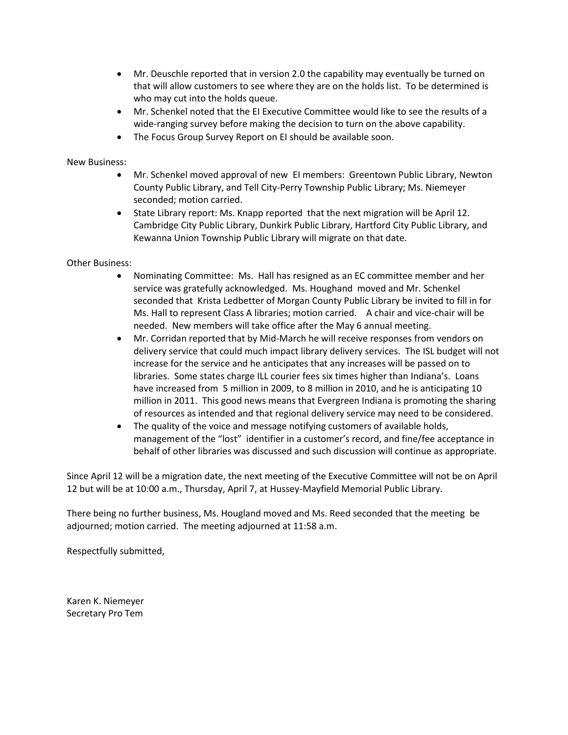- Mr. Deuschle reported that in version 2.0 the capability may eventually be turned on that will allow customers to see where they are on the holds list. To be determined is who may cut into the holds queue.
- Mr. Schenkel noted that the EI Executive Committee would like to see the results of a wide-ranging survey before making the decision to turn on the above capability.
- The Focus Group Survey Report on EI should be available soon.

New Business:

- Mr. Schenkel moved approval of new EI members: Greentown Public Library, Newton County Public Library, and Tell City-Perry Township Public Library; Ms. Niemeyer seconded; motion carried.
- State Library report: Ms. Knapp reported that the next migration will be April 12. Cambridge City Public Library, Dunkirk Public Library, Hartford City Public Library, and Kewanna Union Township Public Library will migrate on that date.

Other Business:

- Nominating Committee: Ms. Hall has resigned as an EC committee member and her service was gratefully acknowledged. Ms. Houghand moved and Mr. Schenkel seconded that Krista Ledbetter of Morgan County Public Library be invited to fill in for Ms. Hall to represent Class A libraries; motion carried. A chair and vice-chair will be needed. New members will take office after the May 6 annual meeting.
- Mr. Corridan reported that by Mid-March he will receive responses from vendors on delivery service that could much impact library delivery services. The ISL budget will not increase for the service and he anticipates that any increases will be passed on to libraries. Some states charge ILL courier fees six times higher than Indiana's. Loans have increased from 5 million in 2009, to 8 million in 2010, and he is anticipating 10 million in 2011. This good news means that Evergreen Indiana is promoting the sharing of resources as intended and that regional delivery service may need to be considered.
- The quality of the voice and message notifying customers of available holds, management of the "lost" identifier in a customer's record, and fine/fee acceptance in behalf of other libraries was discussed and such discussion will continue as appropriate.

Since April 12 will be a migration date, the next meeting of the Executive Committee will not be on April 12 but will be at 10:00 a.m., Thursday, April 7, at Hussey-Mayfield Memorial Public Library.

There being no further business, Ms. Hougland moved and Ms. Reed seconded that the meeting be adjourned; motion carried. The meeting adjourned at 11:58 a.m.

Respectfully submitted,

Karen K. Niemeyer
Secretary Pro Tem